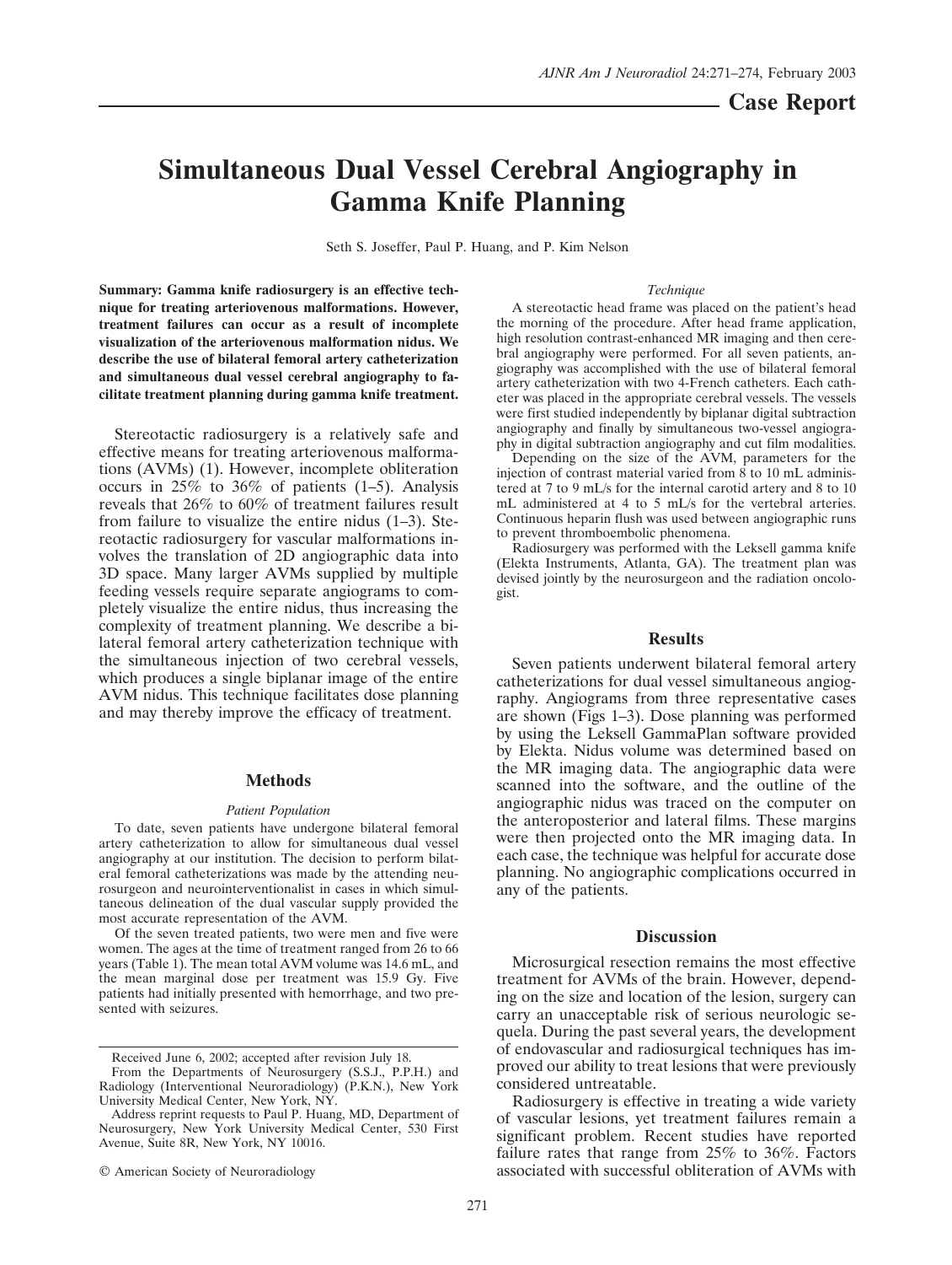**Case Report**

# Simultaneous Dual Vessel Cerebral Angiography in Gamma Knife Planning

Seth S. Joseffer, Paul P. Huang, and P. Kim Nelson

**Summary: Gamma knife radiosurgery is an effective technique for treating arteriovenous malformations. However, treatment failures can occur as a result of incomplete visualization of the arteriovenous malformation nidus. We describe the use of bilateral femoral artery catheterization and simultaneous dual vessel cerebral angiography to facilitate treatment planning during gamma knife treatment.**

Stereotactic radiosurgery is a relatively safe and effective means for treating arteriovenous malformations (AVMs) (1). However, incomplete obliteration occurs in 25% to 36% of patients (1–5). Analysis reveals that 26% to 60% of treatment failures result from failure to visualize the entire nidus (1–3). Stereotactic radiosurgery for vascular malformations involves the translation of 2D angiographic data into 3D space. Many larger AVMs supplied by multiple feeding vessels require separate angiograms to completely visualize the entire nidus, thus increasing the complexity of treatment planning. We describe a bilateral femoral artery catheterization technique with the simultaneous injection of two cerebral vessels, which produces a single biplanar image of the entire AVM nidus. This technique facilitates dose planning and may thereby improve the efficacy of treatment.

## Methods

### *Patient Population*

To date, seven patients have undergone bilateral femoral artery catheterization to allow for simultaneous dual vessel angiography at our institution. The decision to perform bilateral femoral catheterizations was made by the attending neurosurgeon and neurointerventionalist in cases in which simultaneous delineation of the dual vascular supply provided the most accurate representation of the AVM.

Of the seven treated patients, two were men and five were women. The ages at the time of treatment ranged from 26 to 66 years (Table 1). The mean total AVM volume was 14.6 mL, and the mean marginal dose per treatment was 15.9 Gy. Five patients had initially presented with hemorrhage, and two presented with seizures.

### *Technique*

A stereotactic head frame was placed on the patient's head the morning of the procedure. After head frame application, high resolution contrast-enhanced MR imaging and then cerebral angiography were performed. For all seven patients, angiography was accomplished with the use of bilateral femoral artery catheterization with two 4-French catheters. Each catheter was placed in the appropriate cerebral vessels. The vessels were first studied independently by biplanar digital subtraction angiography and finally by simultaneous two-vessel angiography in digital subtraction angiography and cut film modalities.

Depending on the size of the AVM, parameters for the injection of contrast material varied from 8 to 10 mL administered at 7 to 9 mL/s for the internal carotid artery and 8 to 10 mL administered at 4 to 5 mL/s for the vertebral arteries. Continuous heparin flush was used between angiographic runs to prevent thromboembolic phenomena.

Radiosurgery was performed with the Leksell gamma knife (Elekta Instruments, Atlanta, GA). The treatment plan was devised jointly by the neurosurgeon and the radiation oncologist.

## Results

Seven patients underwent bilateral femoral artery catheterizations for dual vessel simultaneous angiography. Angiograms from three representative cases are shown (Figs 1–3). Dose planning was performed by using the Leksell GammaPlan software provided by Elekta. Nidus volume was determined based on the MR imaging data. The angiographic data were scanned into the software, and the outline of the angiographic nidus was traced on the computer on the anteroposterior and lateral films. These margins were then projected onto the MR imaging data. In each case, the technique was helpful for accurate dose planning. No angiographic complications occurred in any of the patients.

## Discussion

Microsurgical resection remains the most effective treatment for AVMs of the brain. However, depending on the size and location of the lesion, surgery can carry an unacceptable risk of serious neurologic sequela. During the past several years, the development of endovascular and radiosurgical techniques has improved our ability to treat lesions that were previously considered untreatable.

Radiosurgery is effective in treating a wide variety of vascular lesions, yet treatment failures remain a significant problem. Recent studies have reported failure rates that range from 25% to 36%. Factors associated with successful obliteration of AVMs with

Received June 6, 2002; accepted after revision July 18.

From the Departments of Neurosurgery (S.S.J., P.P.H.) and Radiology (Interventional Neuroradiology) (P.K.N.), New York University Medical Center, New York, NY.

Address reprint requests to Paul P. Huang, MD, Department of Neurosurgery, New York University Medical Center, 530 First Avenue, Suite 8R, New York, NY 10016.

© American Society of Neuroradiology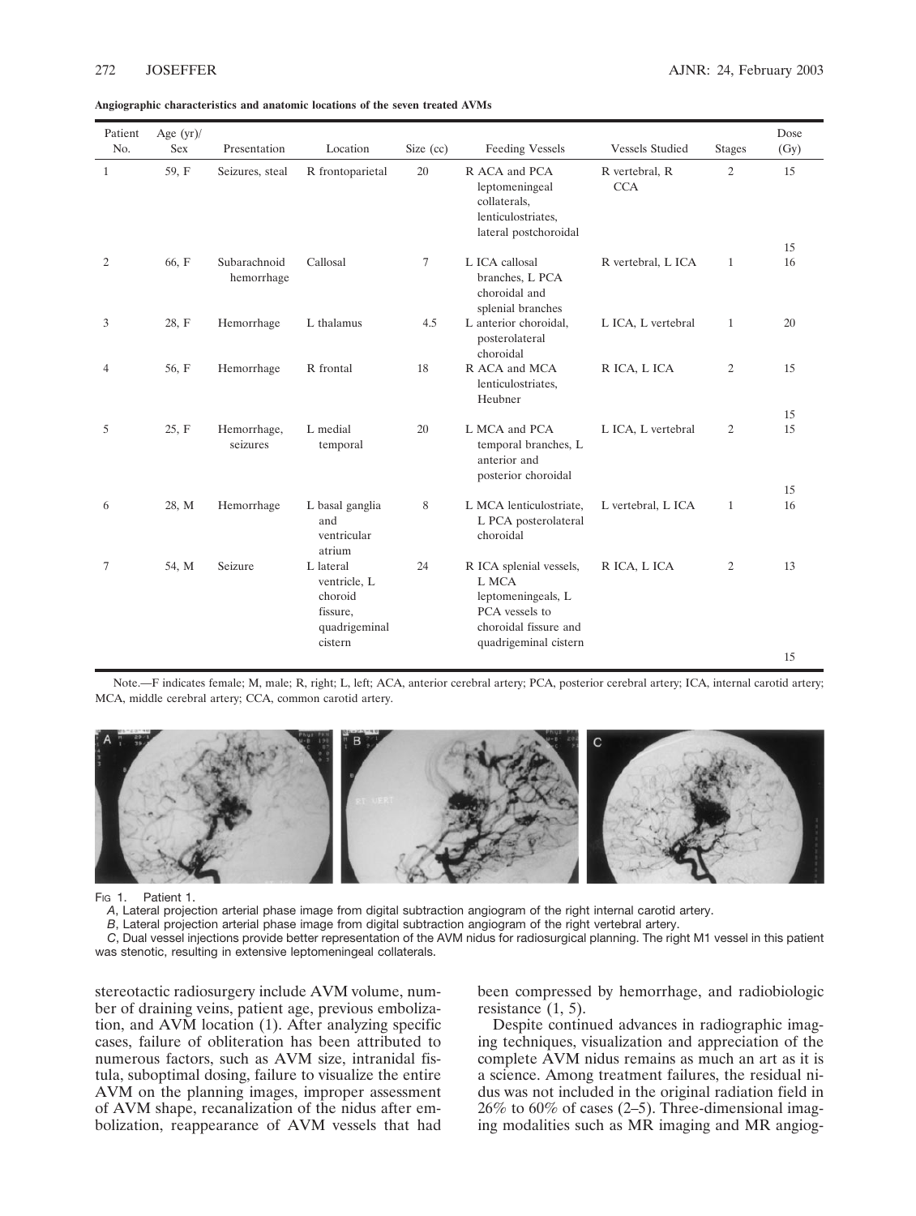**Angiographic characteristics and anatomic locations of the seven treated AVMs**

| Patient No. | Age (yr)/ Sex | Presentation | Location | Size (cc) | Feeding Vessels | Vessels Studied | Stages | Dose (Gy) |
|---|---|---|---|---|---|---|---|---|
| 1 | 59, F | Seizures, steal | R frontoparietal | 20 | R ACA and PCA leptomeningeal collaterals, lenticulostriates, lateral postchoroidal | R vertebral, R CCA | 2 | 15<br>15 |
| 2 | 66, F | Subarachnoid hemorrhage | Callosal | 7 | L ICA callosal branches, L PCA choroidal and splenial branches | R vertebral, L ICA | 1 | 16 |
| 3 | 28, F | Hemorrhage | L thalamus | 4.5 | L anterior choroidal, posterolateral choroidal | L ICA, L vertebral | 1 | 20 |
| 4 | 56, F | Hemorrhage | R frontal | 18 | R ACA and MCA lenticulostriates, Heubner | R ICA, L ICA | 2 | 15<br>15 |
| 5 | 25, F | Hemorrhage, seizures | L medial temporal | 20 | L MCA and PCA temporal branches, L anterior and posterior choroidal | L ICA, L vertebral | 2 | 15<br>15 |
| 6 | 28, M | Hemorrhage | L basal ganglia and ventricular atrium | 8 | L MCA lenticulostriate, L PCA posterolateral choroidal | L vertebral, L ICA | 1 | 16 |
| 7 | 54, M | Seizure | L lateral ventricle, L choroid fissure, quadrigeminal cistern | 24 | R ICA splenial vessels, L MCA leptomeningeals, L PCA vessels to choroidal fissure and quadrigeminal cistern | R ICA, L ICA | 2 | 13<br>15 |

Note.—F indicates female; M, male; R, right; L, left; ACA, anterior cerebral artery; PCA, posterior cerebral artery; ICA, internal carotid artery; MCA, middle cerebral artery; CCA, common carotid artery.

Fig 1. Patient 1.

*A*, Lateral projection arterial phase image from digital subtraction angiogram of the right internal carotid artery.

*B*, Lateral projection arterial phase image from digital subtraction angiogram of the right vertebral artery.

*C*, Dual vessel injections provide better representation of the AVM nidus for radiosurgical planning. The right M1 vessel in this patient was stenotic, resulting in extensive leptomeningeal collaterals.

stereotactic radiosurgery include AVM volume, number of draining veins, patient age, previous embolization, and AVM location (1). After analyzing specific cases, failure of obliteration has been attributed to numerous factors, such as AVM size, intranidal fistula, suboptimal dosing, failure to visualize the entire AVM on the planning images, improper assessment of AVM shape, recanalization of the nidus after embolization, reappearance of AVM vessels that had been compressed by hemorrhage, and radiobiologic resistance (1, 5).

Despite continued advances in radiographic imaging techniques, visualization and appreciation of the complete AVM nidus remains as much an art as it is a science. Among treatment failures, the residual nidus was not included in the original radiation field in 26% to 60% of cases (2–5). Three-dimensional imaging modalities such as MR imaging and MR angiog-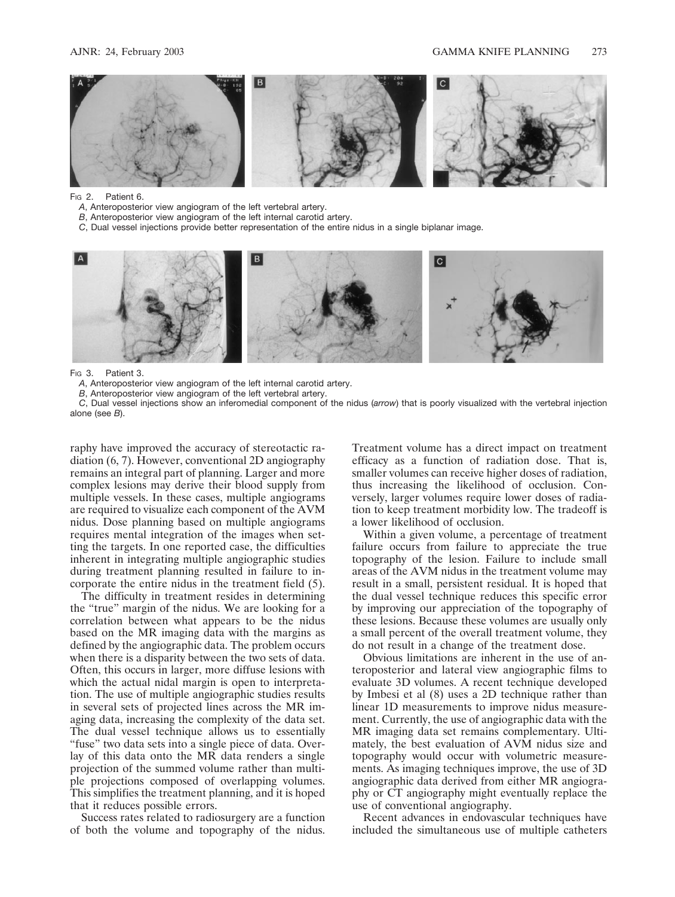Fig 2. Patient 6.

*A*, Anteroposterior view angiogram of the left vertebral artery.

*B*, Anteroposterior view angiogram of the left internal carotid artery.

*C*, Dual vessel injections provide better representation of the entire nidus in a single biplanar image.

Fig 3. Patient 3.

*A*, Anteroposterior view angiogram of the left internal carotid artery.

*B*, Anteroposterior view angiogram of the left vertebral artery.

*C*, Dual vessel injections show an inferomedial component of the nidus (*arrow*) that is poorly visualized with the vertebral injection alone (see *B*).

raphy have improved the accuracy of stereotactic radiation (6, 7). However, conventional 2D angiography remains an integral part of planning. Larger and more complex lesions may derive their blood supply from multiple vessels. In these cases, multiple angiograms are required to visualize each component of the AVM nidus. Dose planning based on multiple angiograms requires mental integration of the images when setting the targets. In one reported case, the difficulties inherent in integrating multiple angiographic studies during treatment planning resulted in failure to incorporate the entire nidus in the treatment field (5).

The difficulty in treatment resides in determining the "true" margin of the nidus. We are looking for a correlation between what appears to be the nidus based on the MR imaging data with the margins as defined by the angiographic data. The problem occurs when there is a disparity between the two sets of data. Often, this occurs in larger, more diffuse lesions with which the actual nidal margin is open to interpretation. The use of multiple angiographic studies results in several sets of projected lines across the MR imaging data, increasing the complexity of the data set. The dual vessel technique allows us to essentially "fuse" two data sets into a single piece of data. Overlay of this data onto the MR data renders a single projection of the summed volume rather than multiple projections composed of overlapping volumes. This simplifies the treatment planning, and it is hoped that it reduces possible errors.

Success rates related to radiosurgery are a function of both the volume and topography of the nidus. Treatment volume has a direct impact on treatment efficacy as a function of radiation dose. That is, smaller volumes can receive higher doses of radiation, thus increasing the likelihood of occlusion. Conversely, larger volumes require lower doses of radiation to keep treatment morbidity low. The tradeoff is a lower likelihood of occlusion.

Within a given volume, a percentage of treatment failure occurs from failure to appreciate the true topography of the lesion. Failure to include small areas of the AVM nidus in the treatment volume may result in a small, persistent residual. It is hoped that the dual vessel technique reduces this specific error by improving our appreciation of the topography of these lesions. Because these volumes are usually only a small percent of the overall treatment volume, they do not result in a change of the treatment dose.

Obvious limitations are inherent in the use of anteroposterior and lateral view angiographic films to evaluate 3D volumes. A recent technique developed by Imbesi et al (8) uses a 2D technique rather than linear 1D measurements to improve nidus measurement. Currently, the use of angiographic data with the MR imaging data set remains complementary. Ultimately, the best evaluation of AVM nidus size and topography would occur with volumetric measurements. As imaging techniques improve, the use of 3D angiographic data derived from either MR angiography or CT angiography might eventually replace the use of conventional angiography.

Recent advances in endovascular techniques have included the simultaneous use of multiple catheters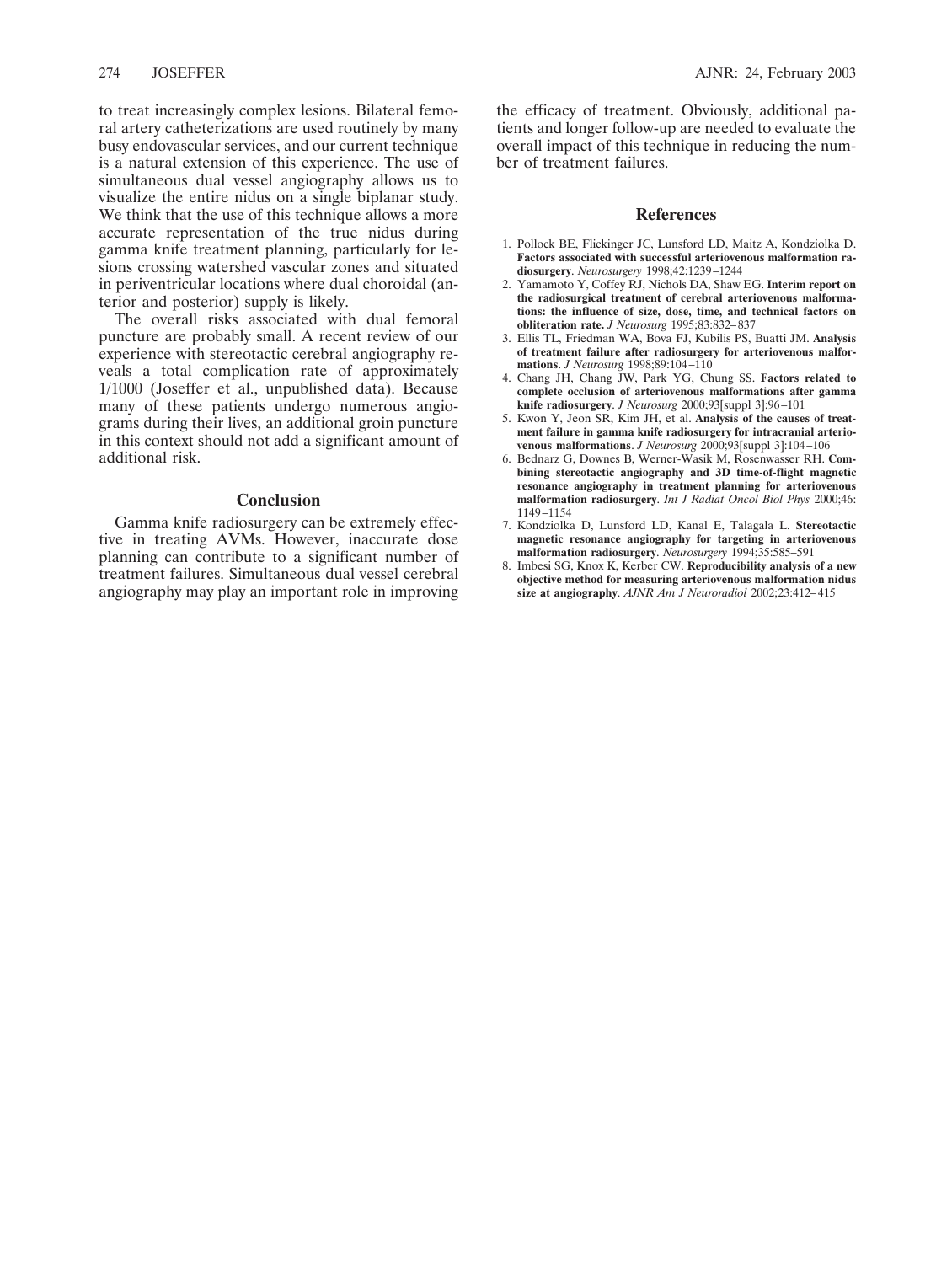to treat increasingly complex lesions. Bilateral femoral artery catheterizations are used routinely by many busy endovascular services, and our current technique is a natural extension of this experience. The use of simultaneous dual vessel angiography allows us to visualize the entire nidus on a single biplanar study. We think that the use of this technique allows a more accurate representation of the true nidus during gamma knife treatment planning, particularly for lesions crossing watershed vascular zones and situated in periventricular locations where dual choroidal (anterior and posterior) supply is likely.

The overall risks associated with dual femoral puncture are probably small. A recent review of our experience with stereotactic cerebral angiography reveals a total complication rate of approximately 1/1000 (Joseffer et al., unpublished data). Because many of these patients undergo numerous angiograms during their lives, an additional groin puncture in this context should not add a significant amount of additional risk.

## Conclusion

Gamma knife radiosurgery can be extremely effective in treating AVMs. However, inaccurate dose planning can contribute to a significant number of treatment failures. Simultaneous dual vessel cerebral angiography may play an important role in improving the efficacy of treatment. Obviously, additional patients and longer follow-up are needed to evaluate the overall impact of this technique in reducing the number of treatment failures.

## References

1. Pollock BE, Flickinger JC, Lunsford LD, Maitz A, Kondziolka D. **Factors associated with successful arteriovenous malformation radiosurgery**. *Neurosurgery* 1998;42:1239–1244
2. Yamamoto Y, Coffey RJ, Nichols DA, Shaw EG. **Interim report on the radiosurgical treatment of cerebral arteriovenous malformations: the influence of size, dose, time, and technical factors on obliteration rate.** *J Neurosurg* 1995;83:832–837
3. Ellis TL, Friedman WA, Bova FJ, Kubilis PS, Buatti JM. **Analysis of treatment failure after radiosurgery for arteriovenous malformations**. *J Neurosurg* 1998;89:104–110
4. Chang JH, Chang JW, Park YG, Chung SS. **Factors related to complete occlusion of arteriovenous malformations after gamma knife radiosurgery**. *J Neurosurg* 2000;93[suppl 3]:96–101
5. Kwon Y, Jeon SR, Kim JH, et al. **Analysis of the causes of treatment failure in gamma knife radiosurgery for intracranial arteriovenous malformations**. *J Neurosurg* 2000;93[suppl 3]:104–106
6. Bednarz G, Downes B, Werner-Wasik M, Rosenwasser RH. **Combining stereotactic angiography and 3D time-of-flight magnetic resonance angiography in treatment planning for arteriovenous malformation radiosurgery**. *Int J Radiat Oncol Biol Phys* 2000;46: 1149–1154
7. Kondziolka D, Lunsford LD, Kanal E, Talagala L. **Stereotactic magnetic resonance angiography for targeting in arteriovenous malformation radiosurgery**. *Neurosurgery* 1994;35:585–591
8. Imbesi SG, Knox K, Kerber CW. **Reproducibility analysis of a new objective method for measuring arteriovenous malformation nidus size at angiography**. *AJNR Am J Neuroradiol* 2002;23:412–415